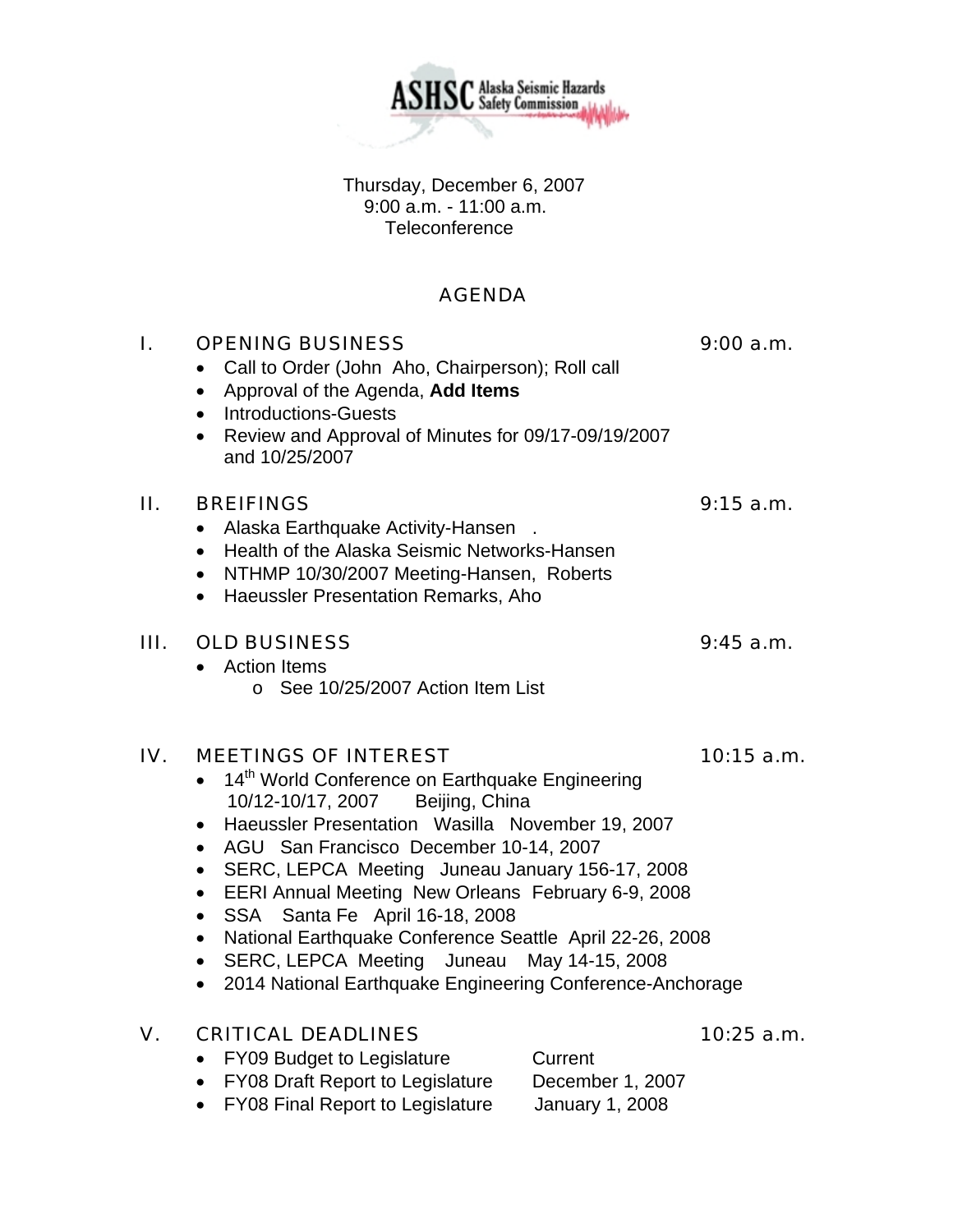ASHSC Alaska Seismic Hazards Safety Commission

Thursday, December 6, 2007
9:00 a.m. - 11:00 a.m.
Teleconference

# AGENDA

## I. OPENING BUSINESS 9:00 a.m.

- Call to Order (John Aho, Chairperson); Roll call
- Approval of the Agenda, **Add Items**
- Introductions-Guests
- Review and Approval of Minutes for 09/17-09/19/2007 and 10/25/2007

## II. BREIFINGS 9:15 a.m.

- Alaska Earthquake Activity-Hansen .
- Health of the Alaska Seismic Networks-Hansen
- NTHMP 10/30/2007 Meeting-Hansen, Roberts
- Haeussler Presentation Remarks, Aho

## III. OLD BUSINESS 9:45 a.m.

- Action Items
  - See 10/25/2007 Action Item List

## IV. MEETINGS OF INTEREST 10:15 a.m.

- 14th World Conference on Earthquake Engineering 10/12-10/17, 2007 Beijing, China
- Haeussler Presentation Wasilla November 19, 2007
- AGU San Francisco December 10-14, 2007
- SERC, LEPCA Meeting Juneau January 156-17, 2008
- EERI Annual Meeting New Orleans February 6-9, 2008
- SSA Santa Fe April 16-18, 2008
- National Earthquake Conference Seattle April 22-26, 2008
- SERC, LEPCA Meeting Juneau May 14-15, 2008
- 2014 National Earthquake Engineering Conference-Anchorage

## V. CRITICAL DEADLINES 10:25 a.m.

- FY09 Budget to Legislature Current
- FY08 Draft Report to Legislature December 1, 2007
- FY08 Final Report to Legislature January 1, 2008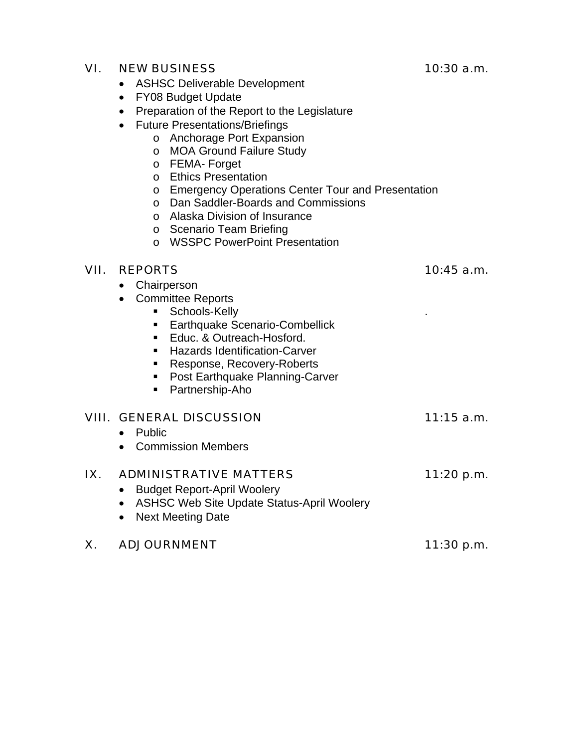## VI. NEW BUSINESS 10:30 a.m.

- ASHSC Deliverable Development
- FY08 Budget Update
- Preparation of the Report to the Legislature
- Future Presentations/Briefings
  - Anchorage Port Expansion
  - MOA Ground Failure Study
  - FEMA- Forget
  - Ethics Presentation
  - Emergency Operations Center Tour and Presentation
  - Dan Saddler-Boards and Commissions
  - Alaska Division of Insurance
  - Scenario Team Briefing
  - WSSPC PowerPoint Presentation

## VII. REPORTS 10:45 a.m.

- Chairperson
- Committee Reports
  - Schools-Kelly .
  - Earthquake Scenario-Combellick
  - Educ. & Outreach-Hosford.
  - Hazards Identification-Carver
  - Response, Recovery-Roberts
  - Post Earthquake Planning-Carver
  - Partnership-Aho

## VIII. GENERAL DISCUSSION 11:15 a.m.

- Public
- Commission Members

## IX. ADMINISTRATIVE MATTERS 11:20 p.m.

- Budget Report-April Woolery
- ASHSC Web Site Update Status-April Woolery
- Next Meeting Date

## X. ADJOURNMENT 11:30 p.m.